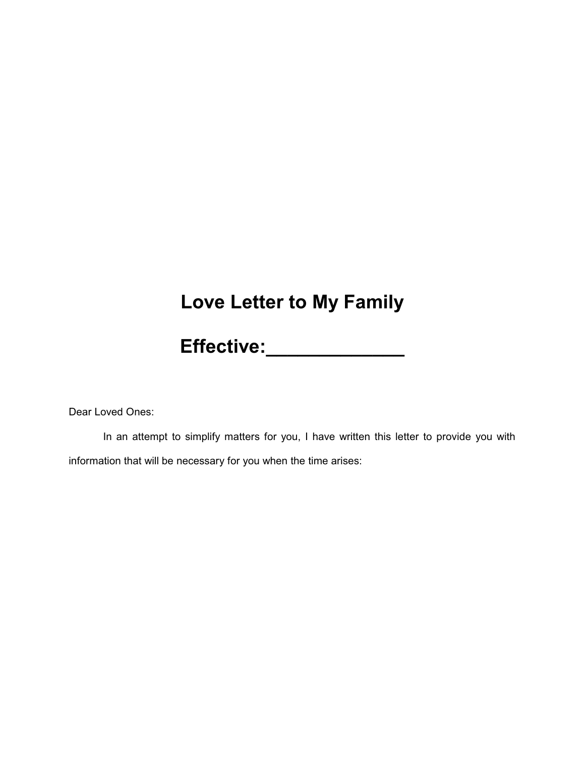# Love Letter to My Family

# Effective:____________

Dear Loved Ones:

In an attempt to simplify matters for you, I have written this letter to provide you with information that will be necessary for you when the time arises: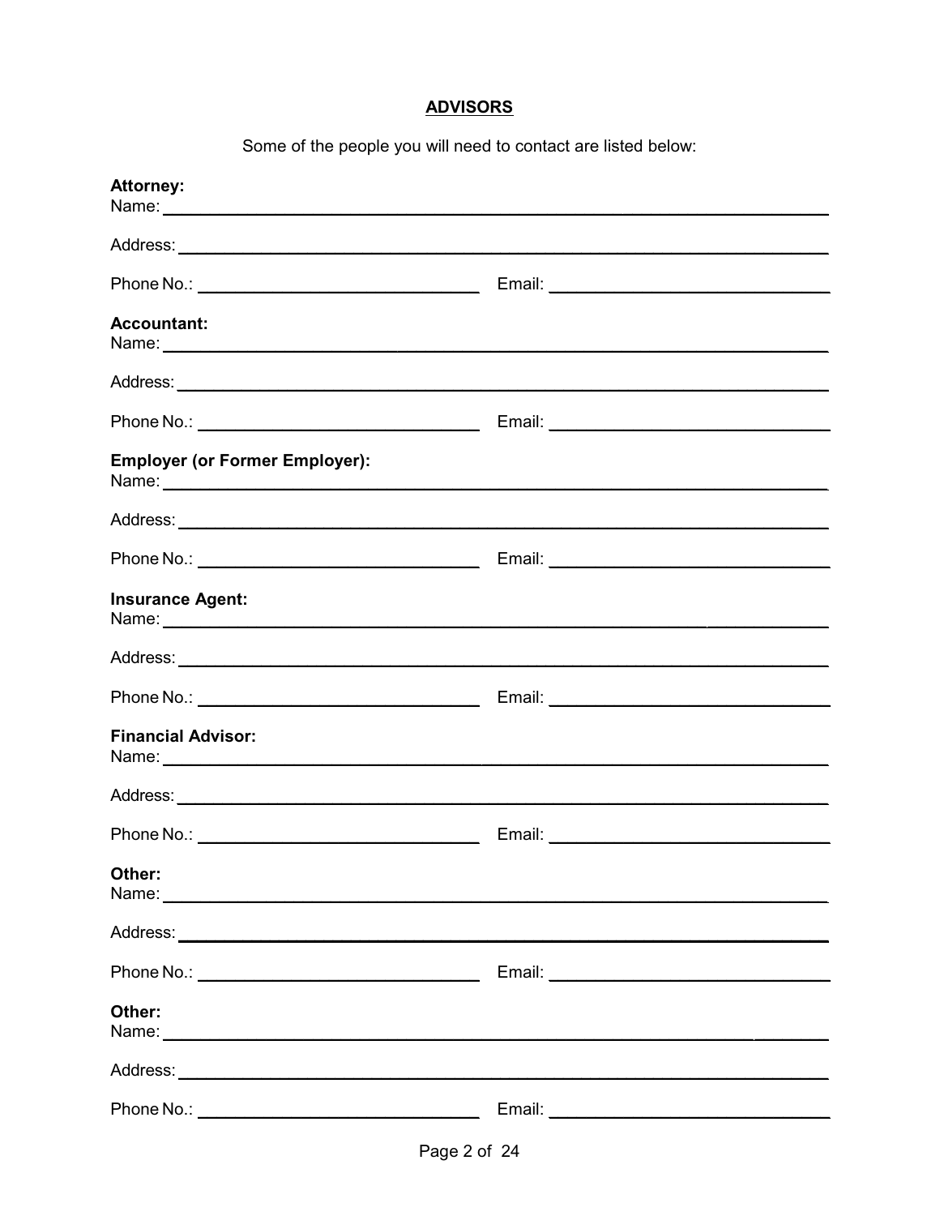## ADVISORS

Some of the people you will need to contact are listed below:

**Attorney:**
Name: ______________________________________________________________________

Address: ____________________________________________________________________

Phone No.: ______________________________ Email: ______________________________

**Accountant:**
Name: ______________________________________________________________________

Address: ____________________________________________________________________

Phone No.: ______________________________ Email: ______________________________

**Employer (or Former Employer):**
Name: ______________________________________________________________________

Address: ____________________________________________________________________

Phone No.: ______________________________ Email: ______________________________

**Insurance Agent:**
Name: ______________________________________________________________________

Address: ____________________________________________________________________

Phone No.: ______________________________ Email: ______________________________

**Financial Advisor:**
Name: ______________________________________________________________________

Address: ____________________________________________________________________

Phone No.: ______________________________ Email: ______________________________

**Other:**
Name: ______________________________________________________________________

Address: ____________________________________________________________________

Phone No.: ______________________________ Email: ______________________________

**Other:**
Name: ______________________________________________________________________

Address: ____________________________________________________________________

Phone No.: ______________________________ Email: ______________________________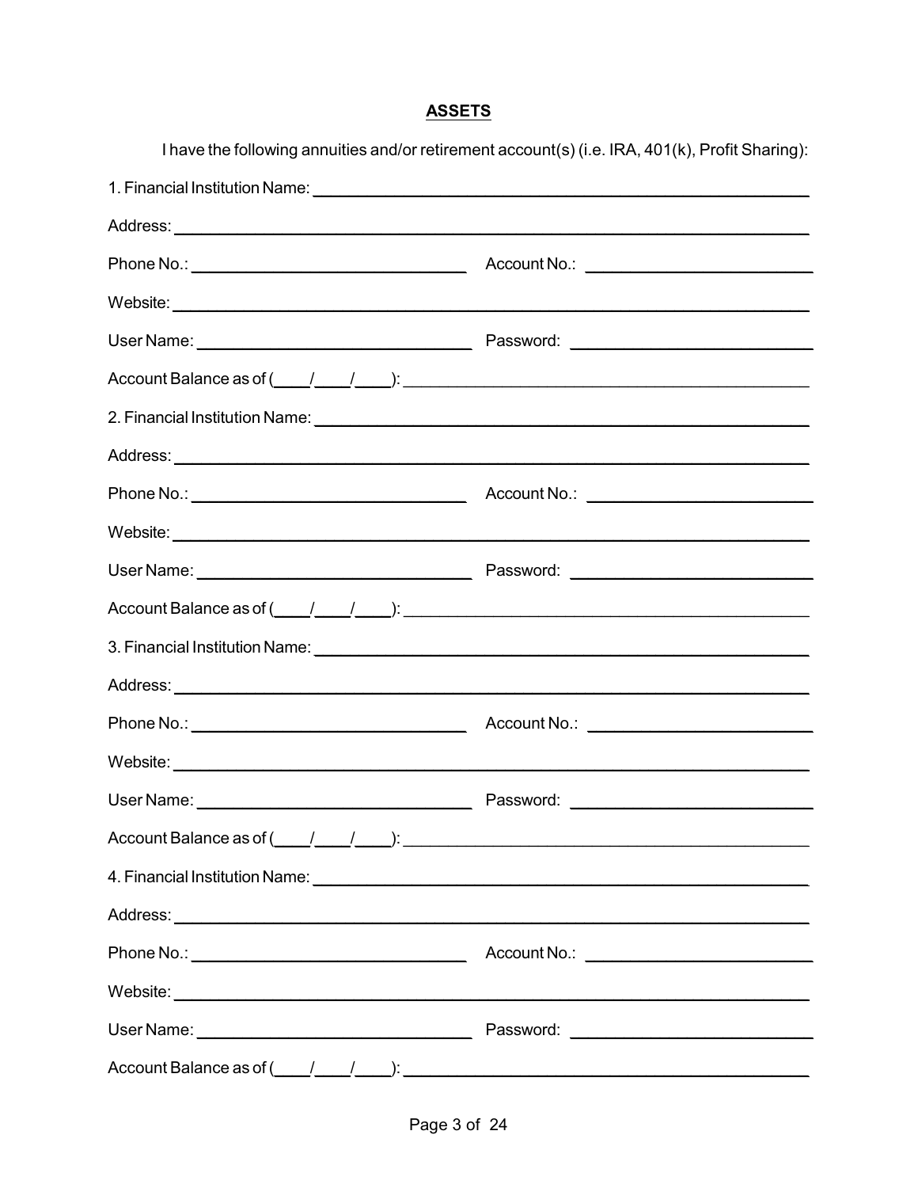## ASSETS

I have the following annuities and/or retirement account(s) (i.e. IRA, 401(k), Profit Sharing):

1. Financial Institution Name: ____________________________________________

Address: ____________________________________________

Phone No.: ______________________ Account No.: ______________________

Website: ____________________________________________

User Name: ______________________ Password: ______________________

Account Balance as of (____/____/____): ______________________

2. Financial Institution Name: ____________________________________________

Address: ____________________________________________

Phone No.: ______________________ Account No.: ______________________

Website: ____________________________________________

User Name: ______________________ Password: ______________________

Account Balance as of (____/____/____): ______________________

3. Financial Institution Name: ____________________________________________

Address: ____________________________________________

Phone No.: ______________________ Account No.: ______________________

Website: ____________________________________________

User Name: ______________________ Password: ______________________

Account Balance as of (____/____/____): ______________________

4. Financial Institution Name: ____________________________________________

Address: ____________________________________________

Phone No.: ______________________ Account No.: ______________________

Website: ____________________________________________

User Name: ______________________ Password: ______________________

Account Balance as of (____/____/____): ______________________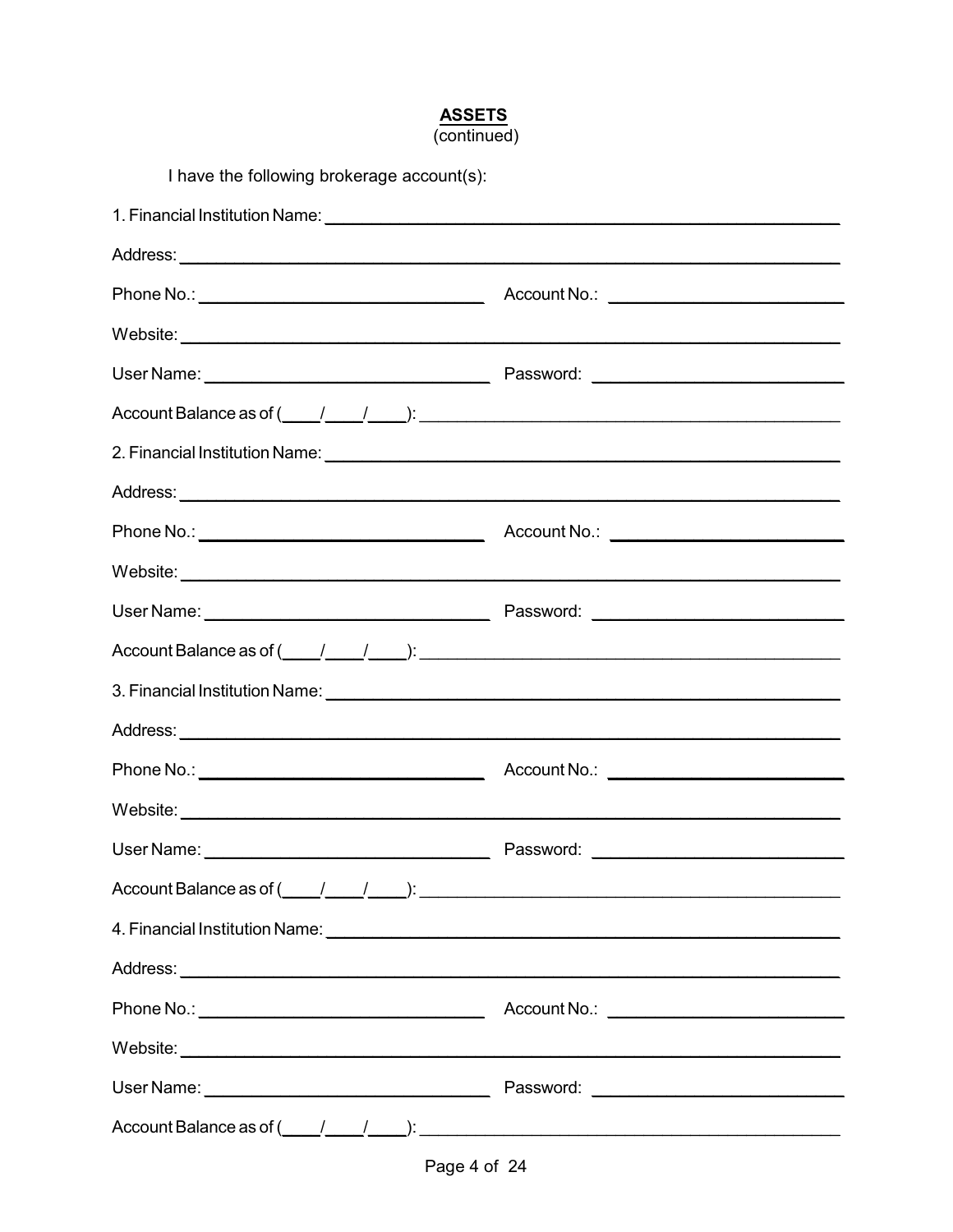## ASSETS
(continued)

I have the following brokerage account(s):

1. Financial Institution Name: ______________________________

Address: ______________________________

Phone No.: ______________________________ Account No.: ______________________________

Website: ______________________________

User Name: ______________________________ Password: ______________________________

Account Balance as of (____/____/____): ______________________________

2. Financial Institution Name: ______________________________

Address: ______________________________

Phone No.: ______________________________ Account No.: ______________________________

Website: ______________________________

User Name: ______________________________ Password: ______________________________

Account Balance as of (____/____/____): ______________________________

3. Financial Institution Name: ______________________________

Address: ______________________________

Phone No.: ______________________________ Account No.: ______________________________

Website: ______________________________

User Name: ______________________________ Password: ______________________________

Account Balance as of (____/____/____): ______________________________

4. Financial Institution Name: ______________________________

Address: ______________________________

Phone No.: ______________________________ Account No.: ______________________________

Website: ______________________________

User Name: ______________________________ Password: ______________________________

Account Balance as of (____/____/____): ______________________________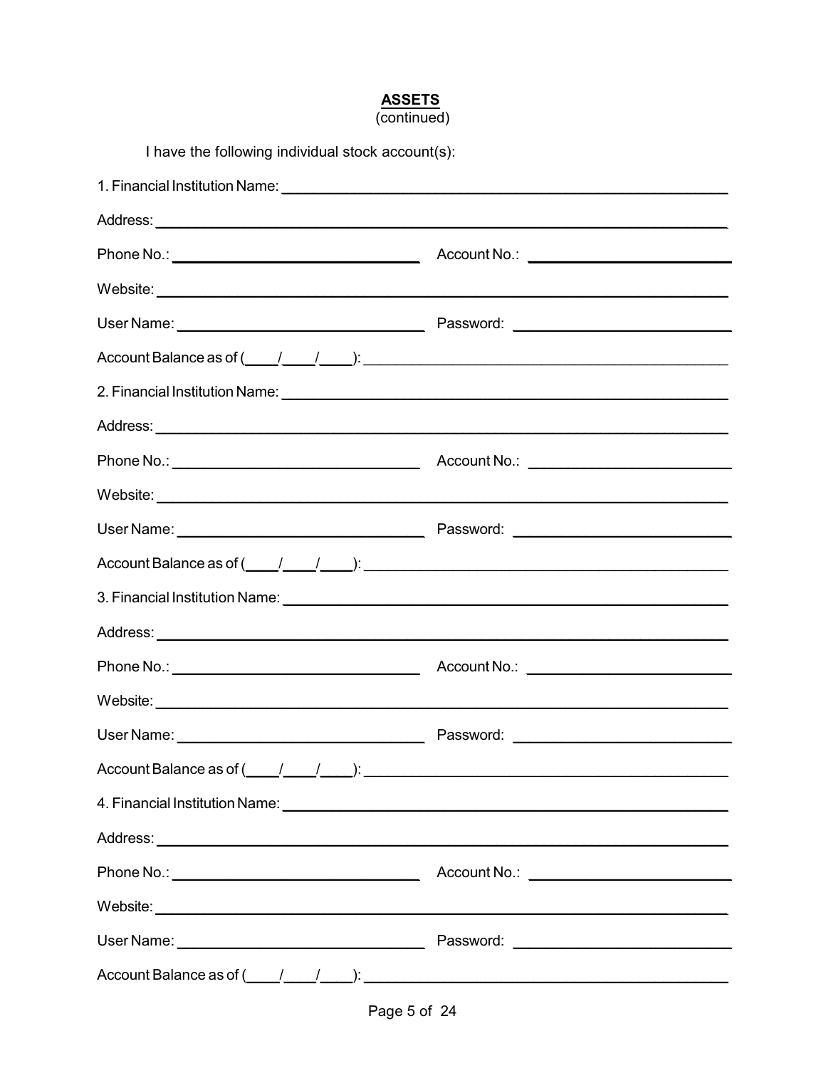**ASSETS**
(continued)

I have the following individual stock account(s):

1. Financial Institution Name: ______________________________________________

Address: ______________________________________________________________

Phone No.: ___________________________ Account No.: ______________________

Website: ______________________________________________________________

User Name: ___________________________ Password: ________________________

Account Balance as of (____/____/____): __________________________________

2. Financial Institution Name: ______________________________________________

Address: ______________________________________________________________

Phone No.: ___________________________ Account No.: ______________________

Website: ______________________________________________________________

User Name: ___________________________ Password: ________________________

Account Balance as of (____/____/____): __________________________________

3. Financial Institution Name: ______________________________________________

Address: ______________________________________________________________

Phone No.: ___________________________ Account No.: ______________________

Website: ______________________________________________________________

User Name: ___________________________ Password: ________________________

Account Balance as of (____/____/____): __________________________________

4. Financial Institution Name: ______________________________________________

Address: ______________________________________________________________

Phone No.: ___________________________ Account No.: ______________________

Website: ______________________________________________________________

User Name: ___________________________ Password: ________________________

Account Balance as of (____/____/____): __________________________________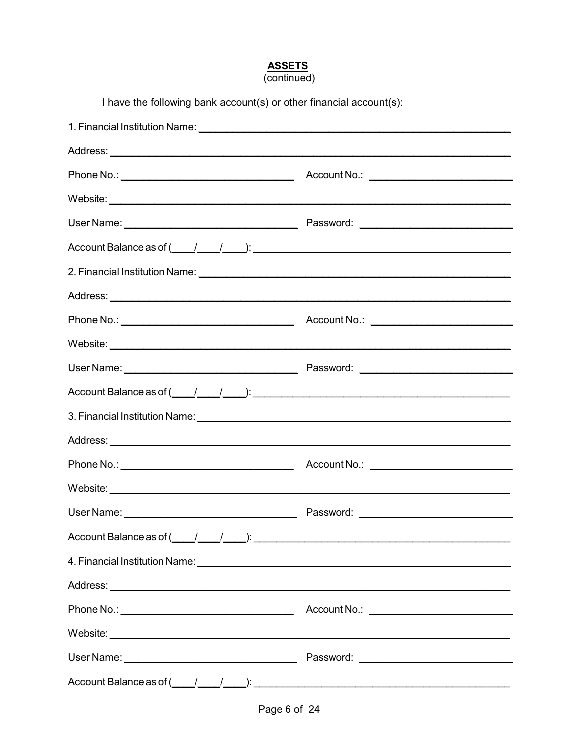**ASSETS**
(continued)

I have the following bank account(s) or other financial account(s):

1. Financial Institution Name: ______________________________________________

Address: ______________________________________________

Phone No.: ______________________ Account No.: ______________________

Website: ______________________________________________

User Name: ______________________ Password: ______________________

Account Balance as of (____/____/____): ______________________________________________

2. Financial Institution Name: ______________________________________________

Address: ______________________________________________

Phone No.: ______________________ Account No.: ______________________

Website: ______________________________________________

User Name: ______________________ Password: ______________________

Account Balance as of (____/____/____): ______________________________________________

3. Financial Institution Name: ______________________________________________

Address: ______________________________________________

Phone No.: ______________________ Account No.: ______________________

Website: ______________________________________________

User Name: ______________________ Password: ______________________

Account Balance as of (____/____/____): ______________________________________________

4. Financial Institution Name: ______________________________________________

Address: ______________________________________________

Phone No.: ______________________ Account No.: ______________________

Website: ______________________________________________

User Name: ______________________ Password: ______________________

Account Balance as of (____/____/____): ______________________________________________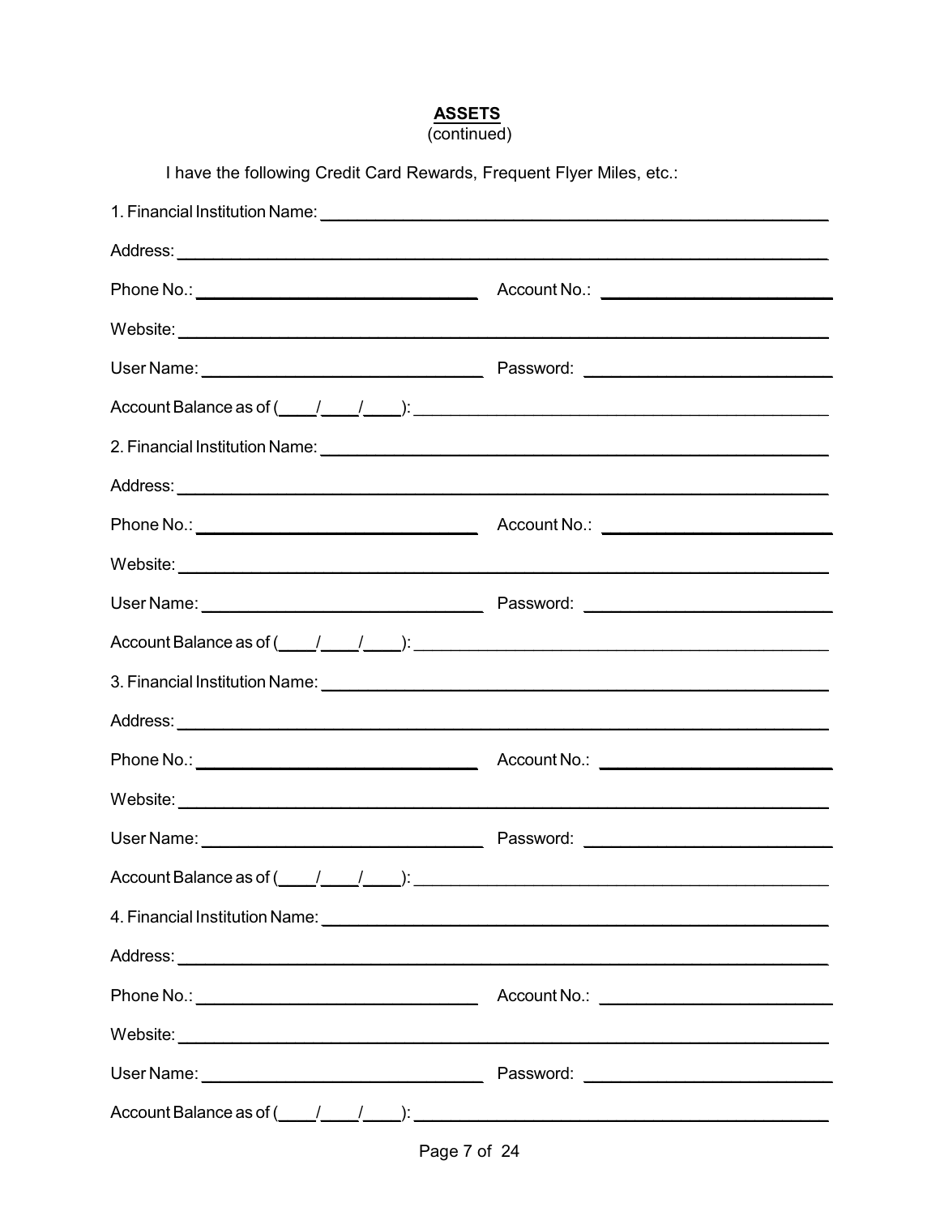## **ASSETS**

(continued)

I have the following Credit Card Rewards, Frequent Flyer Miles, etc.:

1. Financial Institution Name: ______________________________

Address: ______________________________

Phone No.: ______________________________ Account No.: ______________________________

Website: ______________________________

User Name: ______________________________ Password: ______________________________

Account Balance as of (____/____/____): ______________________________

2. Financial Institution Name: ______________________________

Address: ______________________________

Phone No.: ______________________________ Account No.: ______________________________

Website: ______________________________

User Name: ______________________________ Password: ______________________________

Account Balance as of (____/____/____): ______________________________

3. Financial Institution Name: ______________________________

Address: ______________________________

Phone No.: ______________________________ Account No.: ______________________________

Website: ______________________________

User Name: ______________________________ Password: ______________________________

Account Balance as of (____/____/____): ______________________________

4. Financial Institution Name: ______________________________

Address: ______________________________

Phone No.: ______________________________ Account No.: ______________________________

Website: ______________________________

User Name: ______________________________ Password: ______________________________

Account Balance as of (____/____/____): ______________________________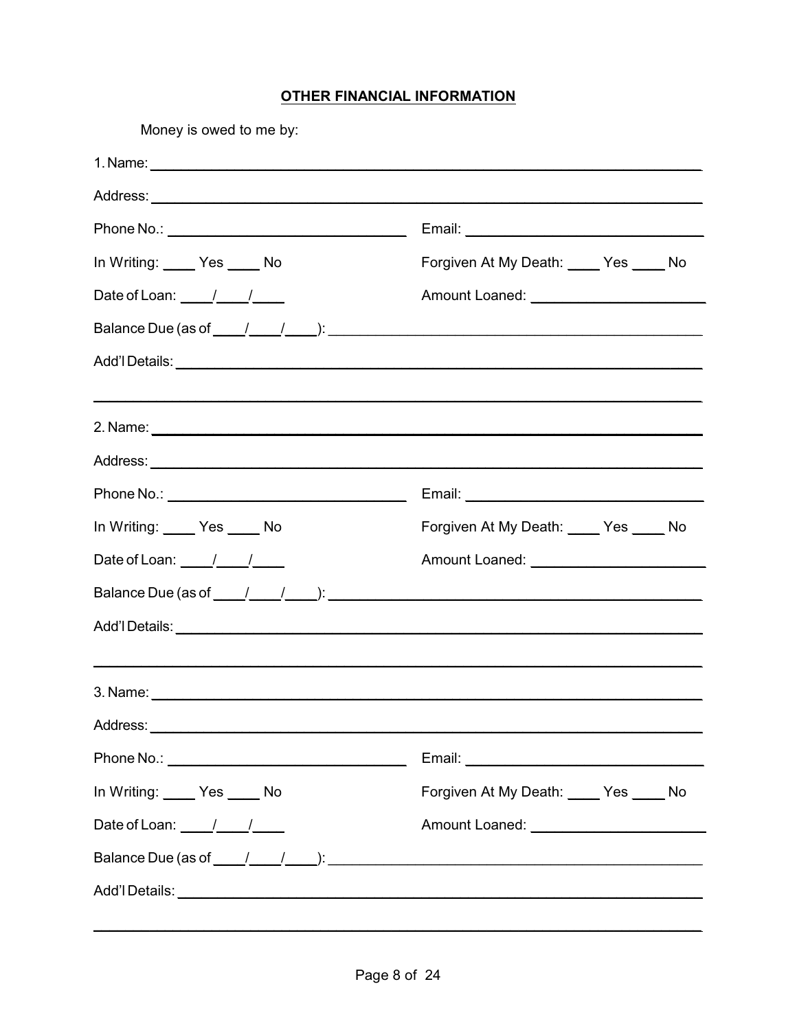## OTHER FINANCIAL INFORMATION

Money is owed to me by:

1. Name: ______________________________________________

Address: ______________________________________________

Phone No.: ____________________ Email: ____________________

In Writing: ____ Yes ____ No Forgiven At My Death: ____ Yes ____ No

Date of Loan: ____/____/____ Amount Loaned: ____________________

Balance Due (as of ____/____/____): ____________________________

Add'l Details: ______________________________________________

______________________________________________________________

2. Name: ______________________________________________

Address: ______________________________________________

Phone No.: ____________________ Email: ____________________

In Writing: ____ Yes ____ No Forgiven At My Death: ____ Yes ____ No

Date of Loan: ____/____/____ Amount Loaned: ____________________

Balance Due (as of ____/____/____): ____________________________

Add'l Details: ______________________________________________

______________________________________________________________

3. Name: ______________________________________________

Address: ______________________________________________

Phone No.: ____________________ Email: ____________________

In Writing: ____ Yes ____ No Forgiven At My Death: ____ Yes ____ No

Date of Loan: ____/____/____ Amount Loaned: ____________________

Balance Due (as of ____/____/____): ____________________________

Add'l Details: ______________________________________________

______________________________________________________________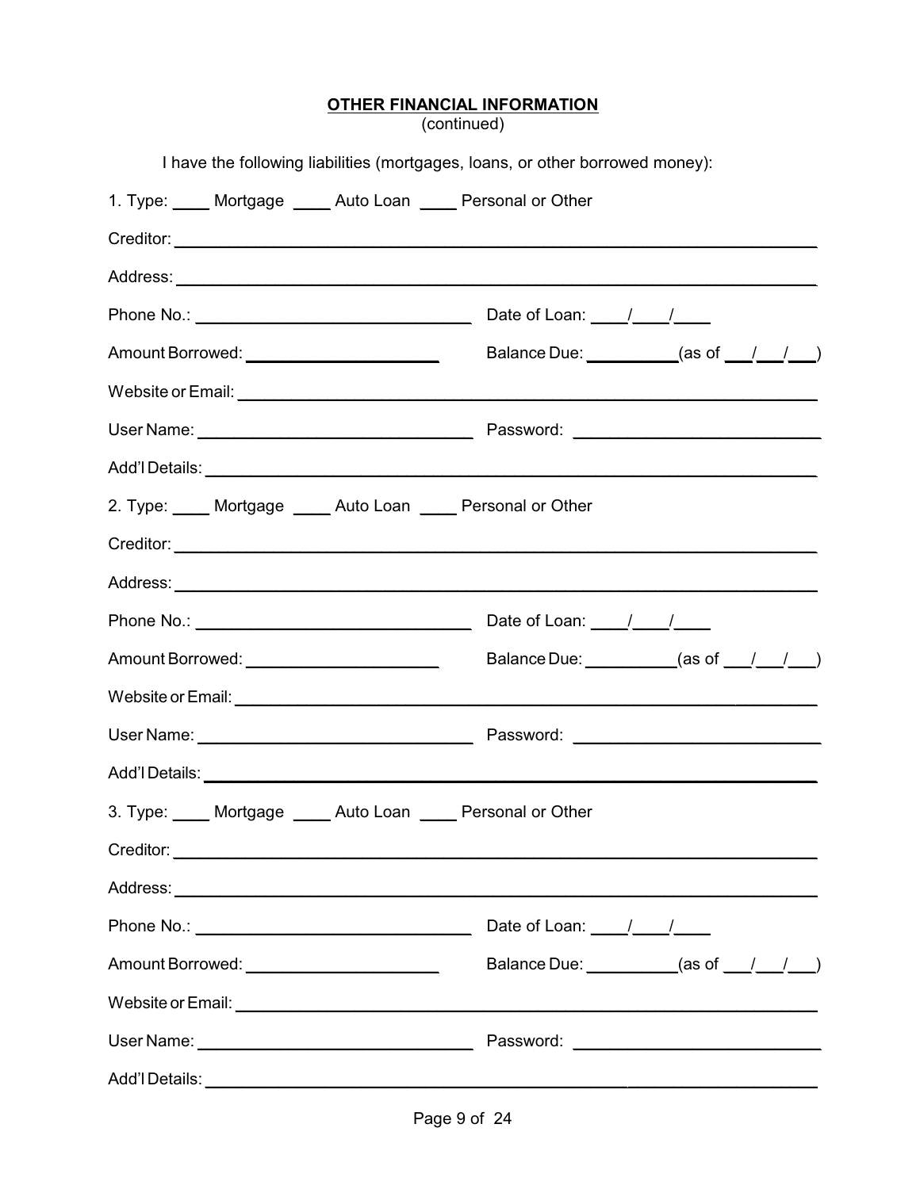## OTHER FINANCIAL INFORMATION

(continued)

I have the following liabilities (mortgages, loans, or other borrowed money):

1. Type: ____ Mortgage ____ Auto Loan ____ Personal or Other

Creditor: ______________________________________________________________

Address: ______________________________________________________________

Phone No.: ____________________________ Date of Loan: ____/____/____

Amount Borrowed: ____________________ Balance Due: __________(as of ___/___/___)

Website or Email: ________________________________________________________

User Name: ____________________________ Password: __________________________

Add'l Details: ___________________________________________________________

2. Type: ____ Mortgage ____ Auto Loan ____ Personal or Other

Creditor: ______________________________________________________________

Address: ______________________________________________________________

Phone No.: ____________________________ Date of Loan: ____/____/____

Amount Borrowed: ____________________ Balance Due: __________(as of ___/___/___)

Website or Email: ________________________________________________________

User Name: ____________________________ Password: __________________________

Add'l Details: ___________________________________________________________

3. Type: ____ Mortgage ____ Auto Loan ____ Personal or Other

Creditor: ______________________________________________________________

Address: ______________________________________________________________

Phone No.: ____________________________ Date of Loan: ____/____/____

Amount Borrowed: ____________________ Balance Due: __________(as of ___/___/___)

Website or Email: ________________________________________________________

User Name: ____________________________ Password: __________________________

Add'l Details: ___________________________________________________________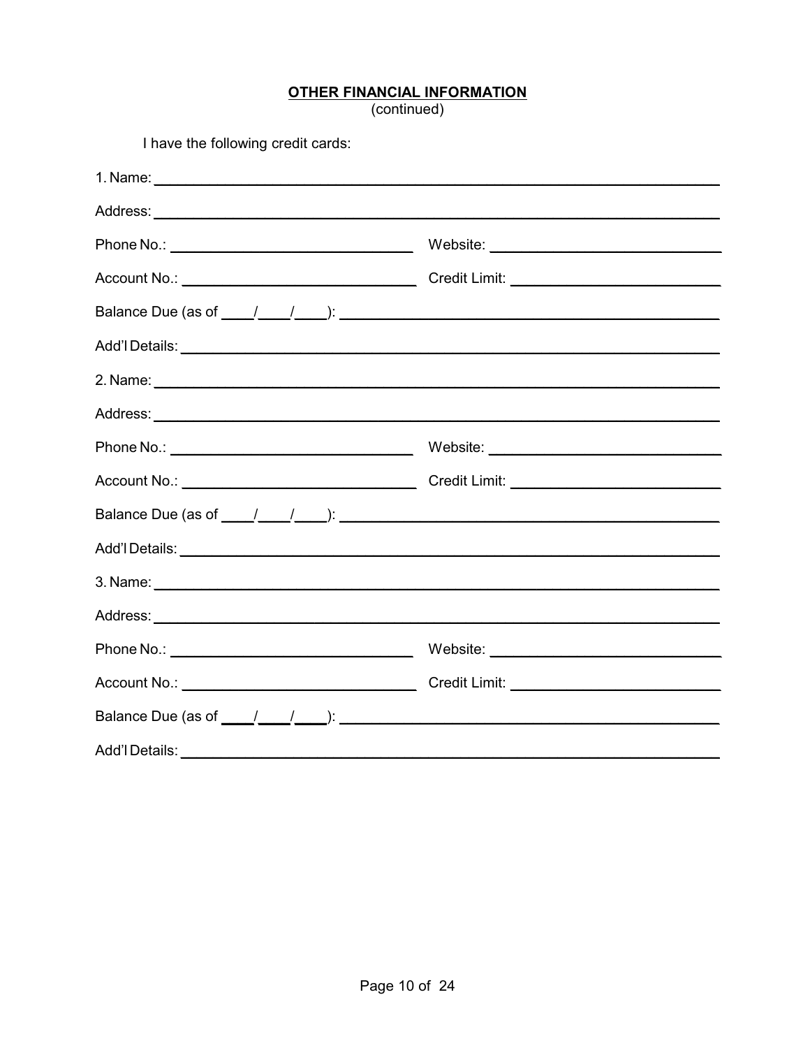**OTHER FINANCIAL INFORMATION**
(continued)

I have the following credit cards:

1. Name: ______________________________________________

Address: ______________________________________________

Phone No.: ______________________ Website: ______________________

Account No.: ______________________ Credit Limit: ______________________

Balance Due (as of ____/____/____): ______________________________

Add'l Details: ______________________________________________

2. Name: ______________________________________________

Address: ______________________________________________

Phone No.: ______________________ Website: ______________________

Account No.: ______________________ Credit Limit: ______________________

Balance Due (as of ____/____/____): ______________________________

Add'l Details: ______________________________________________

3. Name: ______________________________________________

Address: ______________________________________________

Phone No.: ______________________ Website: ______________________

Account No.: ______________________ Credit Limit: ______________________

Balance Due (as of ____/____/____): ______________________________

Add'l Details: ______________________________________________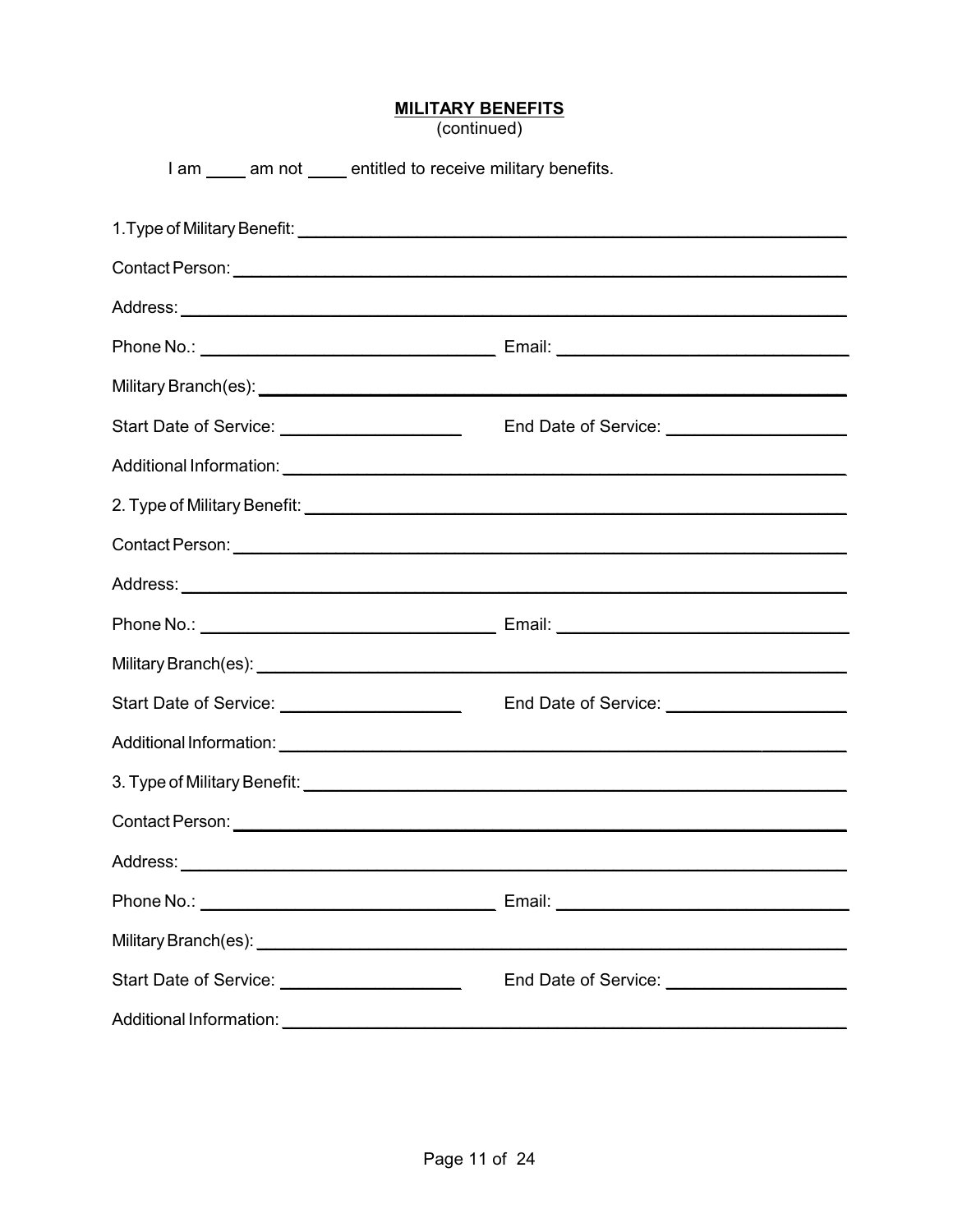## **MILITARY BENEFITS**

(continued)

I am ____ am not ____ entitled to receive military benefits.

1.Type of Military Benefit: ____________________________________________

Contact Person: ____________________________________________

Address: ____________________________________________

Phone No.: ______________________ Email: ______________________

Military Branch(es): ____________________________________________

Start Date of Service: ______________ End Date of Service: ______________

Additional Information: ____________________________________________

2. Type of Military Benefit: ____________________________________________

Contact Person: ____________________________________________

Address: ____________________________________________

Phone No.: ______________________ Email: ______________________

Military Branch(es): ____________________________________________

Start Date of Service: ______________ End Date of Service: ______________

Additional Information: ____________________________________________

3. Type of Military Benefit: ____________________________________________

Contact Person: ____________________________________________

Address: ____________________________________________

Phone No.: ______________________ Email: ______________________

Military Branch(es): ____________________________________________

Start Date of Service: ______________ End Date of Service: ______________

Additional Information: ____________________________________________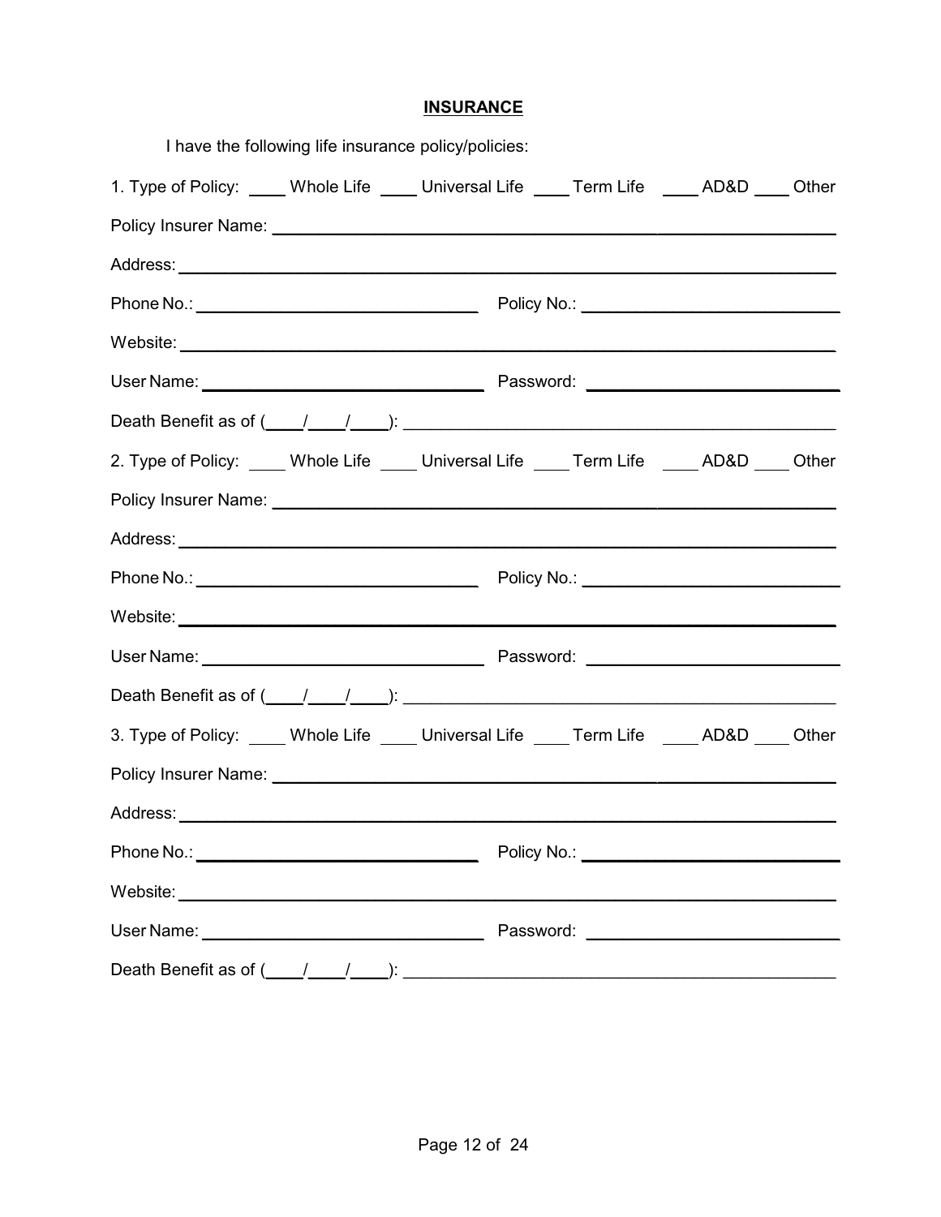## **INSURANCE**

I have the following life insurance policy/policies:

1. Type of Policy: ____ Whole Life ____ Universal Life ____ Term Life ____ AD&D ____ Other

Policy Insurer Name: ______________________________________________

Address: ______________________________________________

Phone No.: ______________________ Policy No.: ______________________

Website: ______________________________________________

User Name: ______________________ Password: ______________________

Death Benefit as of (____/____/____): ______________________________

2. Type of Policy: ____ Whole Life ____ Universal Life ____ Term Life ____ AD&D ____ Other

Policy Insurer Name: ______________________________________________

Address: ______________________________________________

Phone No.: ______________________ Policy No.: ______________________

Website: ______________________________________________

User Name: ______________________ Password: ______________________

Death Benefit as of (____/____/____): ______________________________

3. Type of Policy: ____ Whole Life ____ Universal Life ____ Term Life ____ AD&D ____ Other

Policy Insurer Name: ______________________________________________

Address: ______________________________________________

Phone No.: ______________________ Policy No.: ______________________

Website: ______________________________________________

User Name: ______________________ Password: ______________________

Death Benefit as of (____/____/____): ______________________________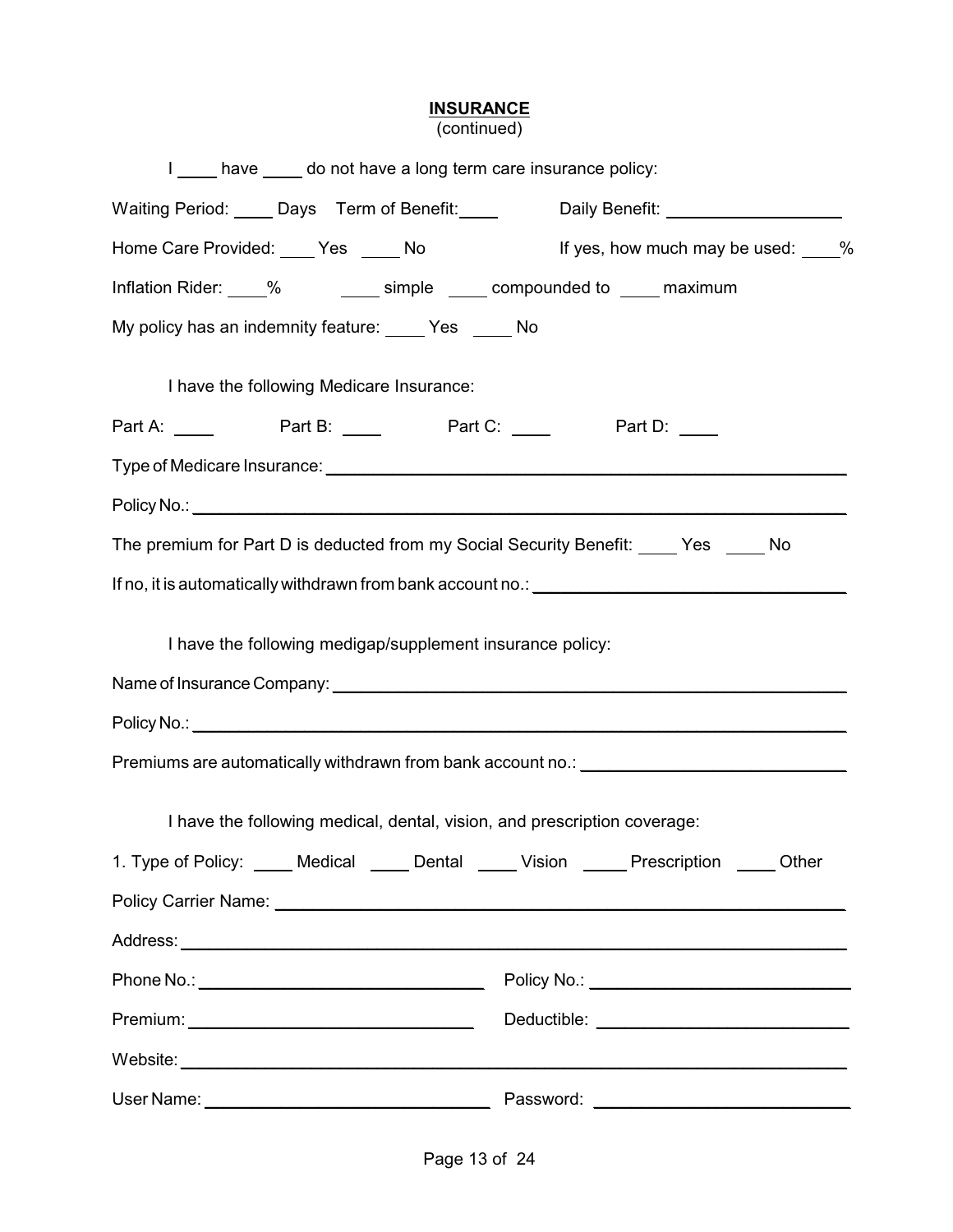## INSURANCE

(continued)

I ____ have ____ do not have a long term care insurance policy:

Waiting Period: ____ Days Term of Benefit: ____ Daily Benefit: ________________

Home Care Provided: ____ Yes ____ No If yes, how much may be used: ____%

Inflation Rider: ____% ____ simple ____ compounded to ____ maximum

My policy has an indemnity feature: ____ Yes ____ No

I have the following Medicare Insurance:

Part A: ____ Part B: ____ Part C: ____ Part D: ____

Type of Medicare Insurance: ________________________________________________

Policy No.: ________________________________________________

The premium for Part D is deducted from my Social Security Benefit: ____ Yes ____ No

If no, it is automatically withdrawn from bank account no.: ________________________

I have the following medigap/supplement insurance policy:

Name of Insurance Company: ________________________________________________

Policy No.: ________________________________________________

Premiums are automatically withdrawn from bank account no.: ________________________

I have the following medical, dental, vision, and prescription coverage:

1. Type of Policy: ____ Medical ____ Dental ____ Vision ____ Prescription ____ Other

Policy Carrier Name: ________________________________________________

Address: ________________________________________________

Phone No.: ________________________ Policy No.: ________________________

Premium: ________________________ Deductible: ________________________

Website: ________________________________________________

User Name: ________________________ Password: ________________________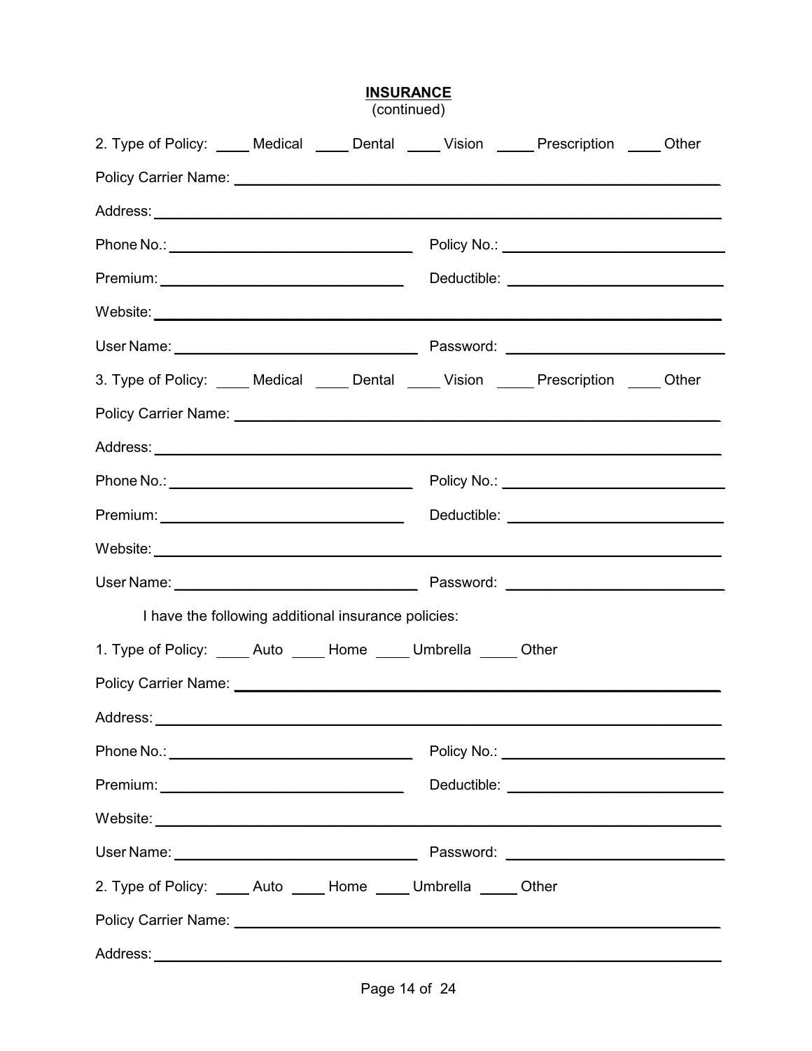## **INSURANCE**
(continued)

2. Type of Policy: ____ Medical ____ Dental ____ Vision ____ Prescription ____ Other

Policy Carrier Name: ______________________________________________

Address: ______________________________________________

Phone No.: ______________________ Policy No.: ______________________

Premium: ______________________ Deductible: ______________________

Website: ______________________________________________

User Name: ______________________ Password: ______________________

3. Type of Policy: ____ Medical ____ Dental ____ Vision ____ Prescription ____ Other

Policy Carrier Name: ______________________________________________

Address: ______________________________________________

Phone No.: ______________________ Policy No.: ______________________

Premium: ______________________ Deductible: ______________________

Website: ______________________________________________

User Name: ______________________ Password: ______________________

I have the following additional insurance policies:

1. Type of Policy: ____ Auto ____ Home ____ Umbrella ____ Other

Policy Carrier Name: ______________________________________________

Address: ______________________________________________

Phone No.: ______________________ Policy No.: ______________________

Premium: ______________________ Deductible: ______________________

Website: ______________________________________________

User Name: ______________________ Password: ______________________

2. Type of Policy: ____ Auto ____ Home ____ Umbrella ____ Other

Policy Carrier Name: ______________________________________________

Address: ______________________________________________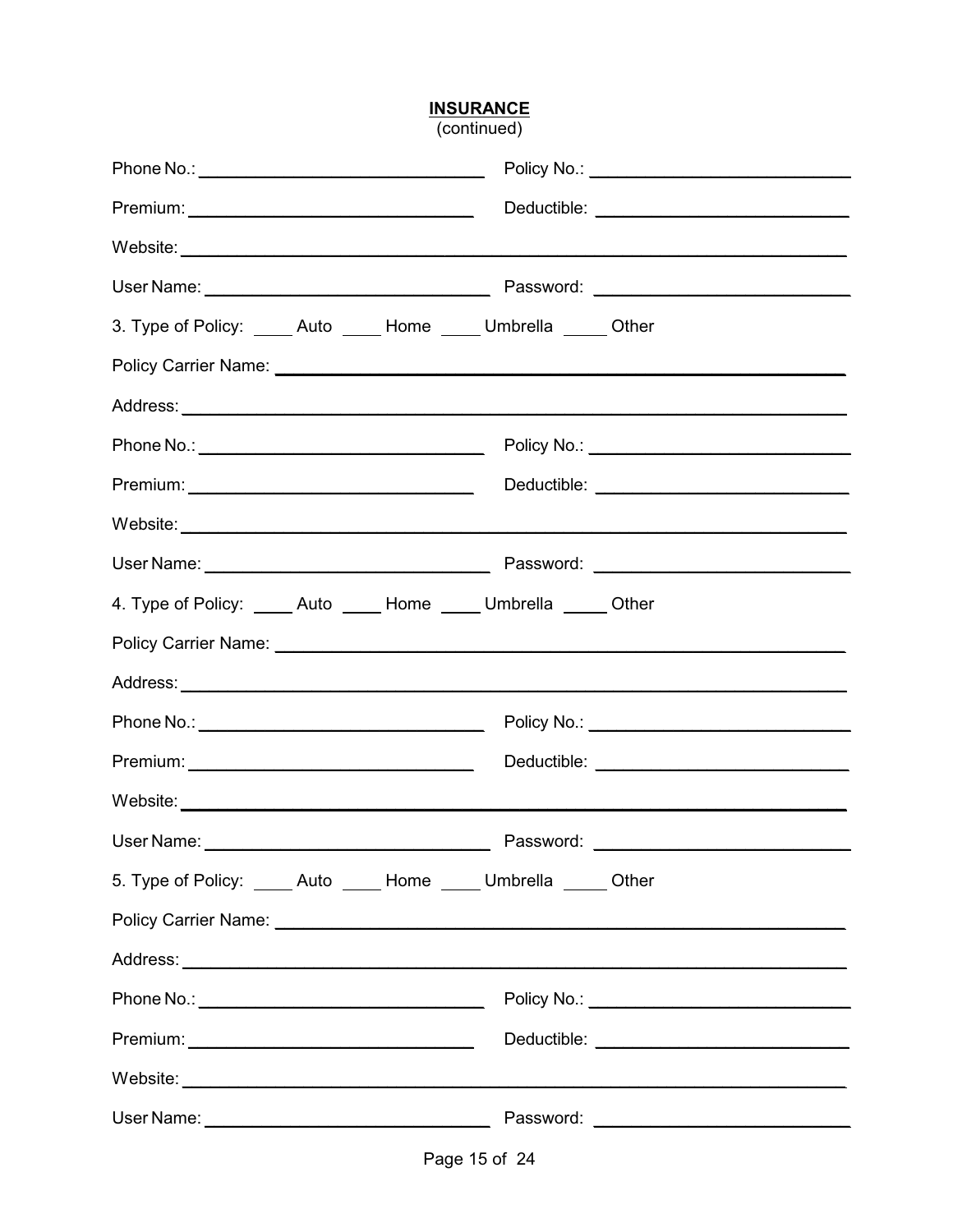## INSURANCE
(continued)

Phone No.: ______________________________ Policy No.: ___________________________

Premium: ______________________________ Deductible: ___________________________

Website: _______________________________________________________________________

User Name: ______________________________ Password: ___________________________

3. Type of Policy: ____ Auto ____ Home ____ Umbrella _____ Other

Policy Carrier Name: ____________________________________________________________

Address: _______________________________________________________________________

Phone No.: ______________________________ Policy No.: ___________________________

Premium: ______________________________ Deductible: ___________________________

Website: _______________________________________________________________________

User Name: ______________________________ Password: ___________________________

4. Type of Policy: ____ Auto ____ Home ____ Umbrella _____ Other

Policy Carrier Name: ____________________________________________________________

Address: _______________________________________________________________________

Phone No.: ______________________________ Policy No.: ___________________________

Premium: ______________________________ Deductible: ___________________________

Website: _______________________________________________________________________

User Name: ______________________________ Password: ___________________________

5. Type of Policy: ____ Auto ____ Home ____ Umbrella _____ Other

Policy Carrier Name: ____________________________________________________________

Address: _______________________________________________________________________

Phone No.: ______________________________ Policy No.: ___________________________

Premium: ______________________________ Deductible: ___________________________

Website: _______________________________________________________________________

User Name: ______________________________ Password: ___________________________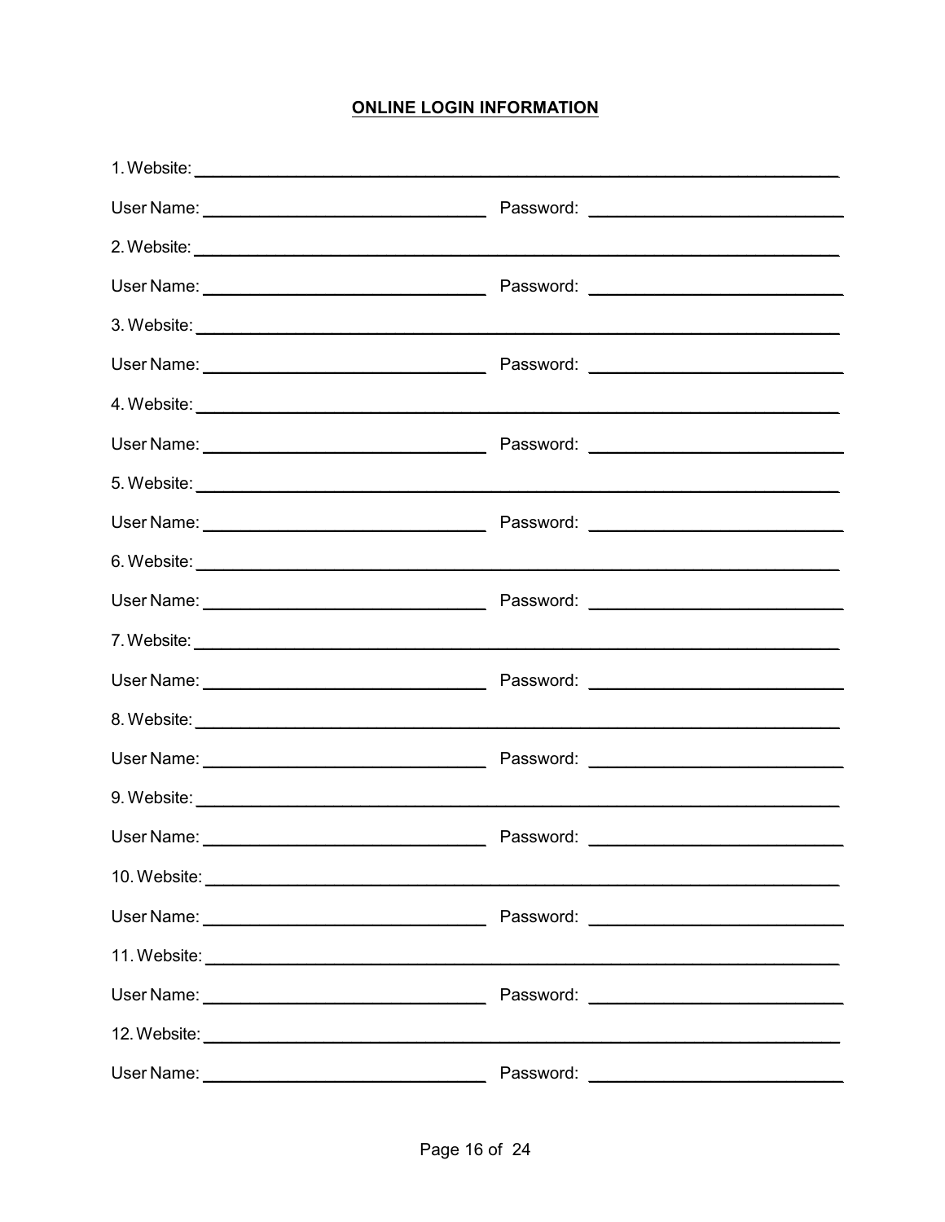## ONLINE LOGIN INFORMATION

1. Website: ______________________________________________

User Name: ____________________ Password: ____________________

2. Website: ______________________________________________

User Name: ____________________ Password: ____________________

3. Website: ______________________________________________

User Name: ____________________ Password: ____________________

4. Website: ______________________________________________

User Name: ____________________ Password: ____________________

5. Website: ______________________________________________

User Name: ____________________ Password: ____________________

6. Website: ______________________________________________

User Name: ____________________ Password: ____________________

7. Website: ______________________________________________

User Name: ____________________ Password: ____________________

8. Website: ______________________________________________

User Name: ____________________ Password: ____________________

9. Website: ______________________________________________

User Name: ____________________ Password: ____________________

10. Website: ______________________________________________

User Name: ____________________ Password: ____________________

11. Website: ______________________________________________

User Name: ____________________ Password: ____________________

12. Website: ______________________________________________

User Name: ____________________ Password: ____________________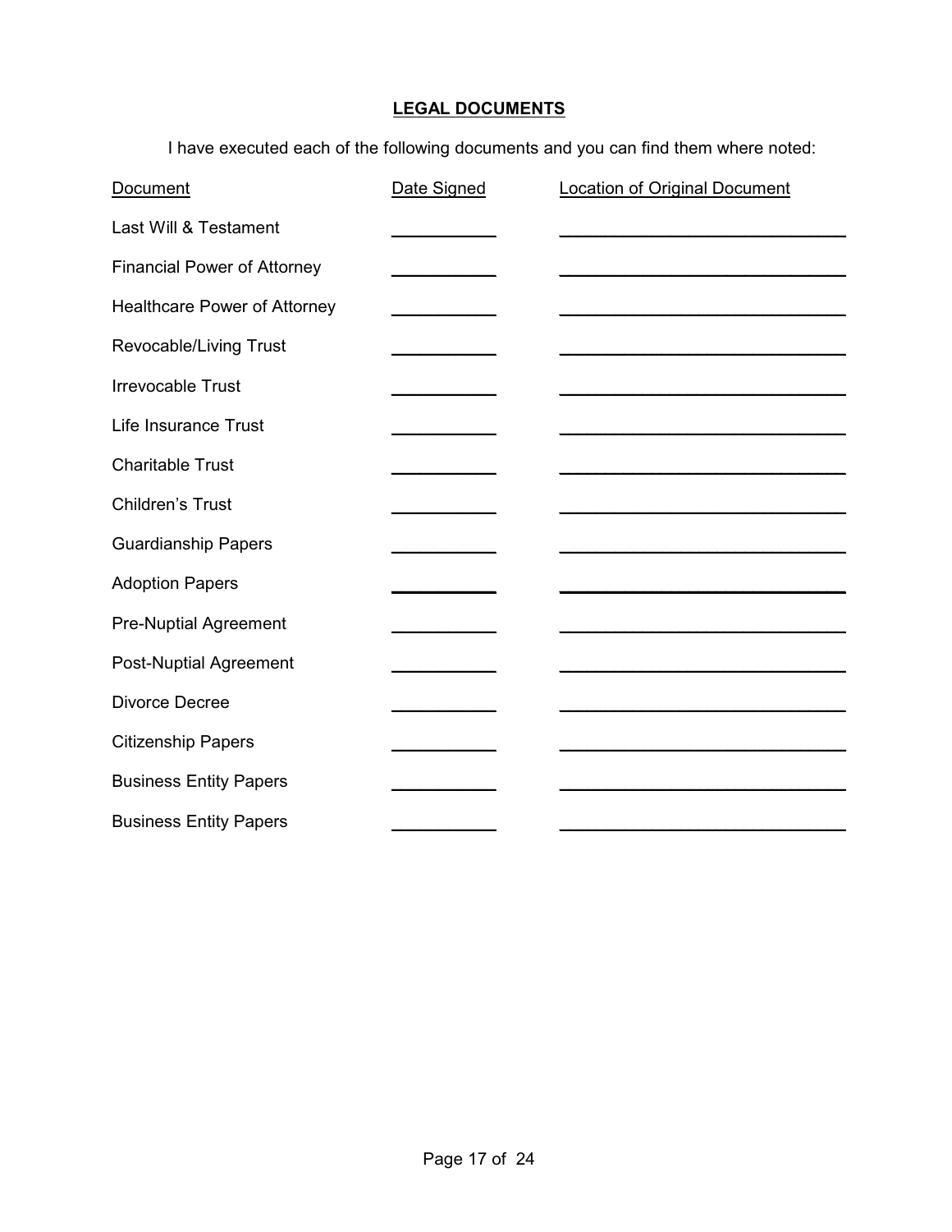## LEGAL DOCUMENTS

I have executed each of the following documents and you can find them where noted:

| Document | Date Signed | Location of Original Document |
|---|---|---|
| Last Will & Testament | __________ | ____________________________ |
| Financial Power of Attorney | __________ | ____________________________ |
| Healthcare Power of Attorney | __________ | ____________________________ |
| Revocable/Living Trust | __________ | ____________________________ |
| Irrevocable Trust | __________ | ____________________________ |
| Life Insurance Trust | __________ | ____________________________ |
| Charitable Trust | __________ | ____________________________ |
| Children's Trust | __________ | ____________________________ |
| Guardianship Papers | __________ | ____________________________ |
| Adoption Papers | __________ | ____________________________ |
| Pre-Nuptial Agreement | __________ | ____________________________ |
| Post-Nuptial Agreement | __________ | ____________________________ |
| Divorce Decree | __________ | ____________________________ |
| Citizenship Papers | __________ | ____________________________ |
| Business Entity Papers | __________ | ____________________________ |
| Business Entity Papers | __________ | ____________________________ |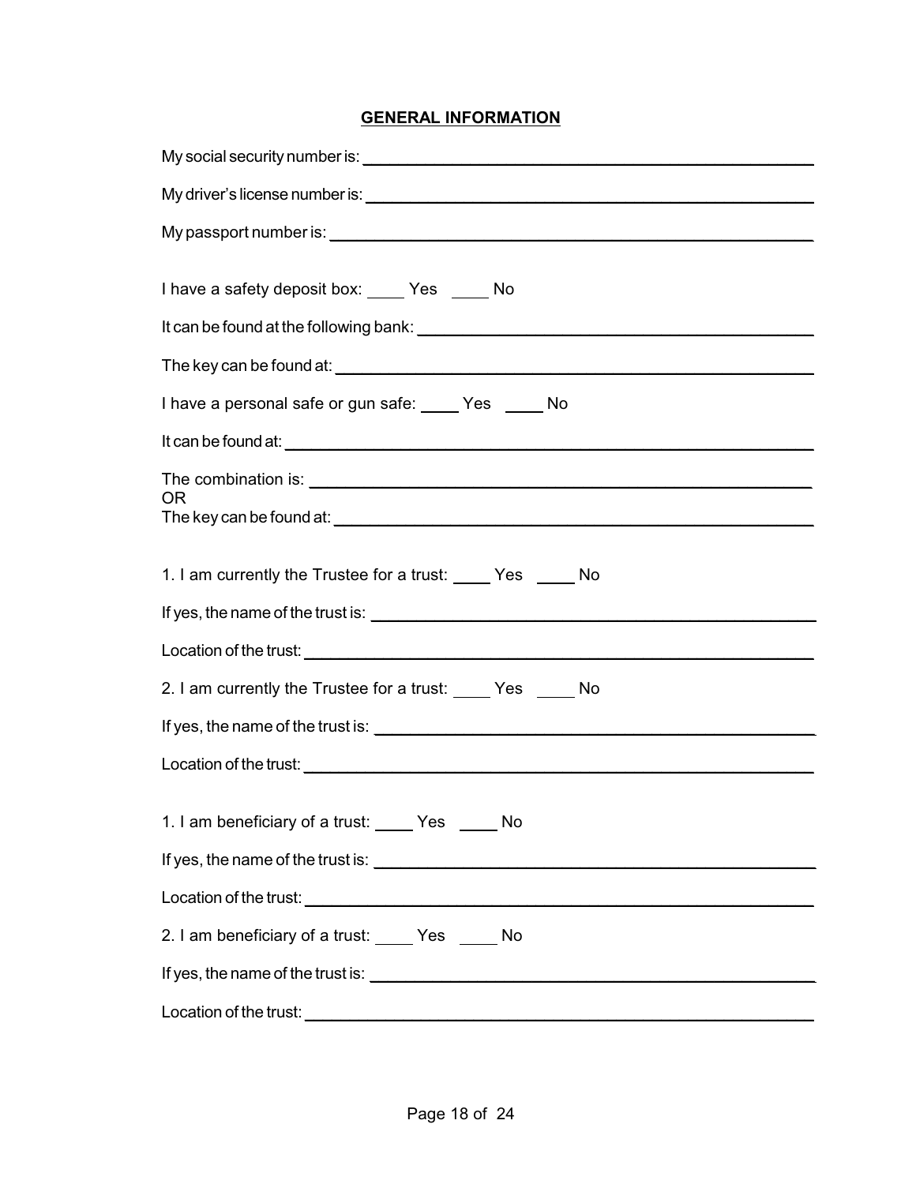## GENERAL INFORMATION

My social security number is: ______________________________________________

My driver's license number is: ______________________________________________

My passport number is: ______________________________________________

I have a safety deposit box: ____ Yes ____ No

It can be found at the following bank: ______________________________________________

The key can be found at: ______________________________________________

I have a personal safe or gun safe: ____ Yes ____ No

It can be found at: ______________________________________________

The combination is: ______________________________________________
OR
The key can be found at: ______________________________________________

1. I am currently the Trustee for a trust: ____ Yes ____ No

If yes, the name of the trust is: ______________________________________________

Location of the trust: ______________________________________________

2. I am currently the Trustee for a trust: ____ Yes ____ No

If yes, the name of the trust is: ______________________________________________

Location of the trust: ______________________________________________

1. I am beneficiary of a trust: ____ Yes ____ No

If yes, the name of the trust is: ______________________________________________

Location of the trust: ______________________________________________

2. I am beneficiary of a trust: ____ Yes ____ No

If yes, the name of the trust is: ______________________________________________

Location of the trust: ______________________________________________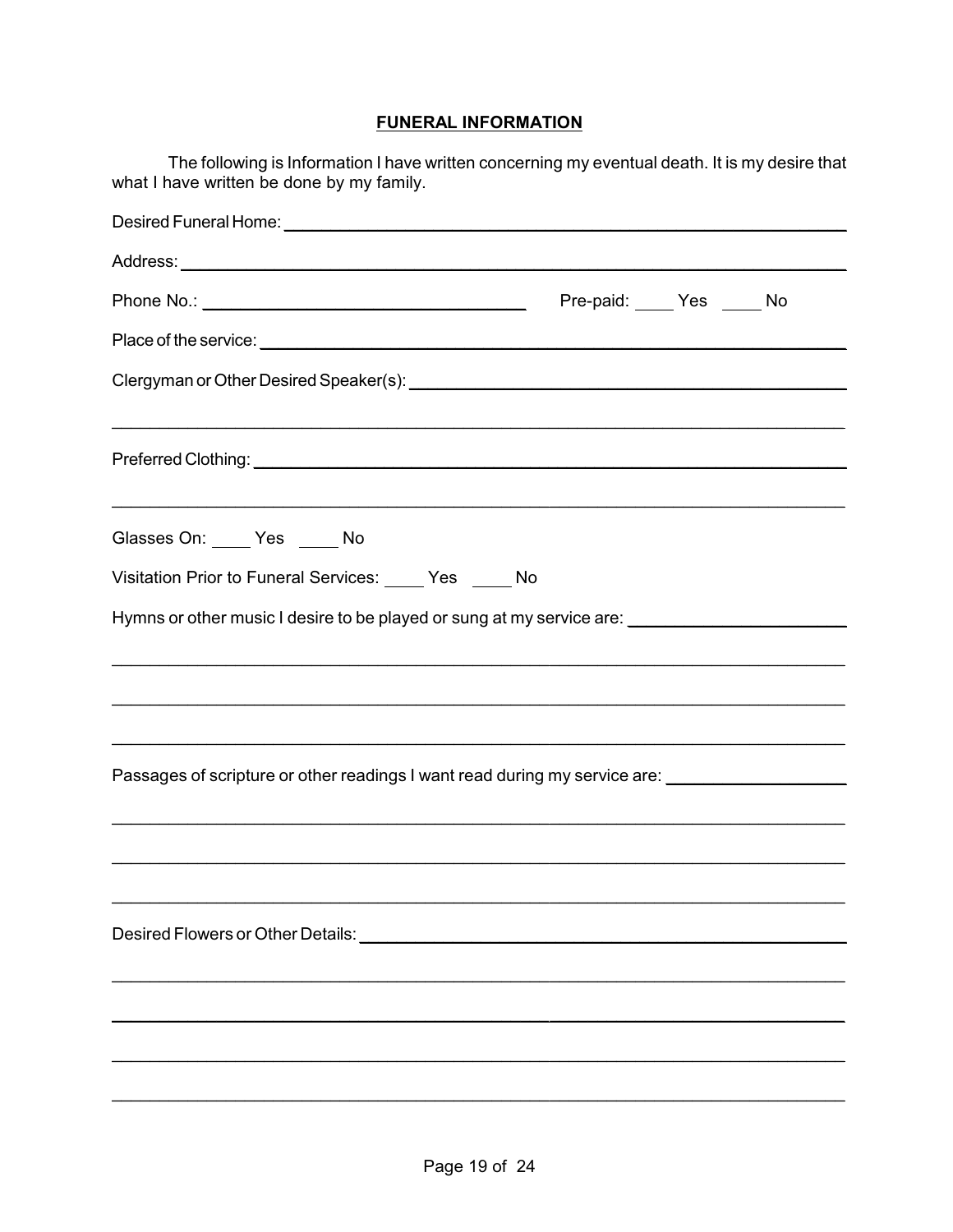## FUNERAL INFORMATION

The following is Information I have written concerning my eventual death. It is my desire that what I have written be done by my family.

Desired Funeral Home: ______________________________________________

Address: ______________________________________________

Phone No.: ____________________________ Pre-paid: ____ Yes ____ No

Place of the service: ______________________________________________

Clergyman or Other Desired Speaker(s): ______________________________________________

______________________________________________

Preferred Clothing: ______________________________________________

______________________________________________

Glasses On: ____ Yes ____ No

Visitation Prior to Funeral Services: ____ Yes ____ No

Hymns or other music I desire to be played or sung at my service are: ______________________

______________________________________________

______________________________________________

______________________________________________

Passages of scripture or other readings I want read during my service are: __________________

______________________________________________

______________________________________________

______________________________________________

Desired Flowers or Other Details: ______________________________________________

______________________________________________

______________________________________________

______________________________________________

______________________________________________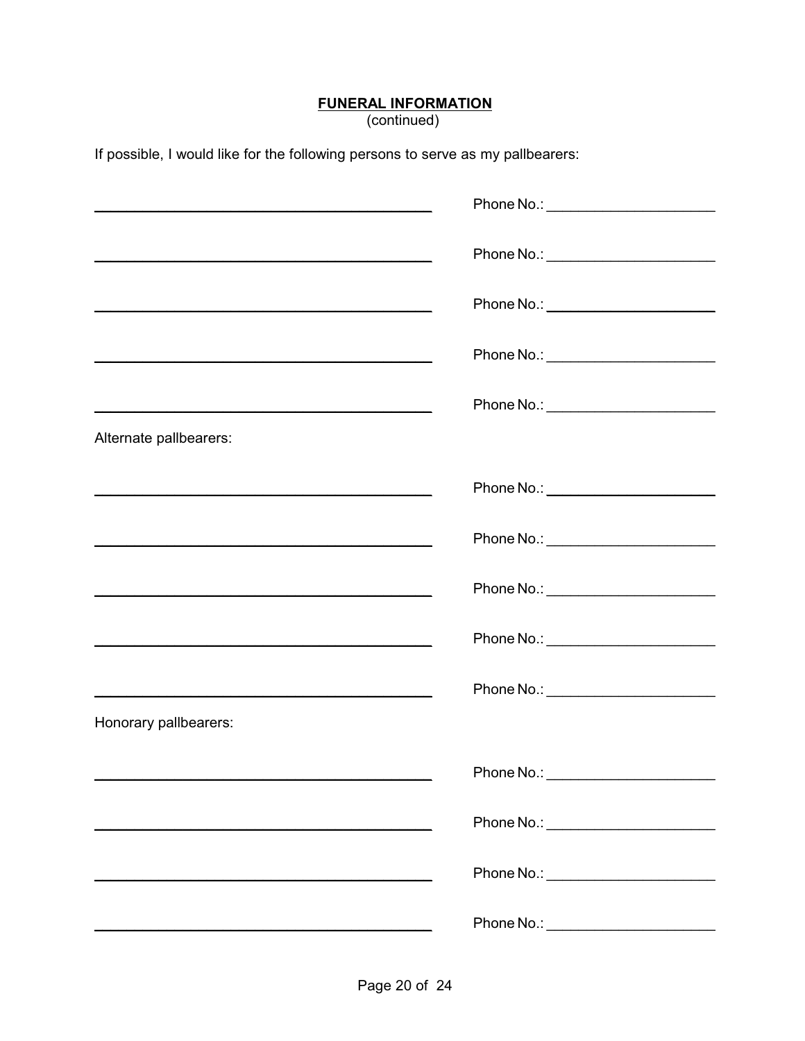## FUNERAL INFORMATION
(continued)

If possible, I would like for the following persons to serve as my pallbearers:

\_\_\_\_\_\_\_\_\_\_\_\_\_\_\_\_\_\_\_\_\_\_\_\_\_\_\_\_\_\_\_\_\_\_\_\_\_\_\_\_ Phone No.: \_\_\_\_\_\_\_\_\_\_\_\_\_\_\_\_\_\_\_\_

\_\_\_\_\_\_\_\_\_\_\_\_\_\_\_\_\_\_\_\_\_\_\_\_\_\_\_\_\_\_\_\_\_\_\_\_\_\_\_\_ Phone No.: \_\_\_\_\_\_\_\_\_\_\_\_\_\_\_\_\_\_\_\_

\_\_\_\_\_\_\_\_\_\_\_\_\_\_\_\_\_\_\_\_\_\_\_\_\_\_\_\_\_\_\_\_\_\_\_\_\_\_\_\_ Phone No.: \_\_\_\_\_\_\_\_\_\_\_\_\_\_\_\_\_\_\_\_

\_\_\_\_\_\_\_\_\_\_\_\_\_\_\_\_\_\_\_\_\_\_\_\_\_\_\_\_\_\_\_\_\_\_\_\_\_\_\_\_ Phone No.: \_\_\_\_\_\_\_\_\_\_\_\_\_\_\_\_\_\_\_\_

\_\_\_\_\_\_\_\_\_\_\_\_\_\_\_\_\_\_\_\_\_\_\_\_\_\_\_\_\_\_\_\_\_\_\_\_\_\_\_\_ Phone No.: \_\_\_\_\_\_\_\_\_\_\_\_\_\_\_\_\_\_\_\_

Alternate pallbearers:

\_\_\_\_\_\_\_\_\_\_\_\_\_\_\_\_\_\_\_\_\_\_\_\_\_\_\_\_\_\_\_\_\_\_\_\_\_\_\_\_ Phone No.: \_\_\_\_\_\_\_\_\_\_\_\_\_\_\_\_\_\_\_\_

\_\_\_\_\_\_\_\_\_\_\_\_\_\_\_\_\_\_\_\_\_\_\_\_\_\_\_\_\_\_\_\_\_\_\_\_\_\_\_\_ Phone No.: \_\_\_\_\_\_\_\_\_\_\_\_\_\_\_\_\_\_\_\_

\_\_\_\_\_\_\_\_\_\_\_\_\_\_\_\_\_\_\_\_\_\_\_\_\_\_\_\_\_\_\_\_\_\_\_\_\_\_\_\_ Phone No.: \_\_\_\_\_\_\_\_\_\_\_\_\_\_\_\_\_\_\_\_

\_\_\_\_\_\_\_\_\_\_\_\_\_\_\_\_\_\_\_\_\_\_\_\_\_\_\_\_\_\_\_\_\_\_\_\_\_\_\_\_ Phone No.: \_\_\_\_\_\_\_\_\_\_\_\_\_\_\_\_\_\_\_\_

\_\_\_\_\_\_\_\_\_\_\_\_\_\_\_\_\_\_\_\_\_\_\_\_\_\_\_\_\_\_\_\_\_\_\_\_\_\_\_\_ Phone No.: \_\_\_\_\_\_\_\_\_\_\_\_\_\_\_\_\_\_\_\_

Honorary pallbearers:

\_\_\_\_\_\_\_\_\_\_\_\_\_\_\_\_\_\_\_\_\_\_\_\_\_\_\_\_\_\_\_\_\_\_\_\_\_\_\_\_ Phone No.: \_\_\_\_\_\_\_\_\_\_\_\_\_\_\_\_\_\_\_\_

\_\_\_\_\_\_\_\_\_\_\_\_\_\_\_\_\_\_\_\_\_\_\_\_\_\_\_\_\_\_\_\_\_\_\_\_\_\_\_\_ Phone No.: \_\_\_\_\_\_\_\_\_\_\_\_\_\_\_\_\_\_\_\_

\_\_\_\_\_\_\_\_\_\_\_\_\_\_\_\_\_\_\_\_\_\_\_\_\_\_\_\_\_\_\_\_\_\_\_\_\_\_\_\_ Phone No.: \_\_\_\_\_\_\_\_\_\_\_\_\_\_\_\_\_\_\_\_

\_\_\_\_\_\_\_\_\_\_\_\_\_\_\_\_\_\_\_\_\_\_\_\_\_\_\_\_\_\_\_\_\_\_\_\_\_\_\_\_ Phone No.: \_\_\_\_\_\_\_\_\_\_\_\_\_\_\_\_\_\_\_\_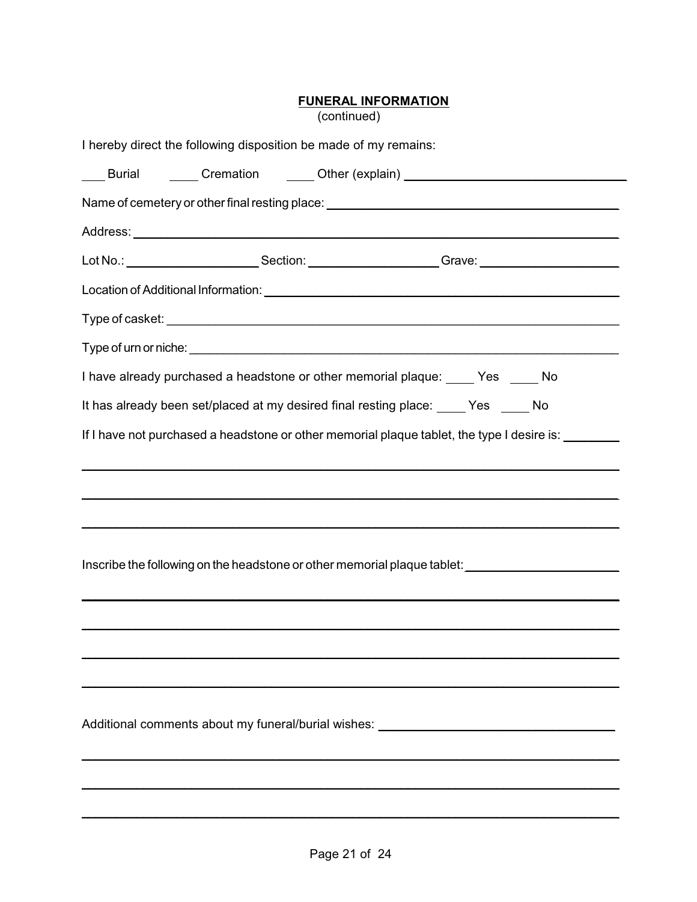**FUNERAL INFORMATION**
(continued)

I hereby direct the following disposition be made of my remains:

___ Burial ____ Cremation ____ Other (explain) ________________________________

Name of cemetery or other final resting place: ________________________________________

Address: ______________________________________________________________________

Lot No.: ___________________ Section: __________________ Grave: ____________________

Location of Additional Information: _____________________________________________________

Type of casket: ___________________________________________________________________

Type of urn or niche: _______________________________________________________________

I have already purchased a headstone or other memorial plaque: ____ Yes ____ No

It has already been set/placed at my desired final resting place: ____ Yes ____ No

If I have not purchased a headstone or other memorial plaque tablet, the type I desire is: ________

______________________________________________________________________________

______________________________________________________________________________

______________________________________________________________________________

Inscribe the following on the headstone or other memorial plaque tablet: ______________________

______________________________________________________________________________

______________________________________________________________________________

______________________________________________________________________________

______________________________________________________________________________

Additional comments about my funeral/burial wishes: _________________________________

______________________________________________________________________________

______________________________________________________________________________

______________________________________________________________________________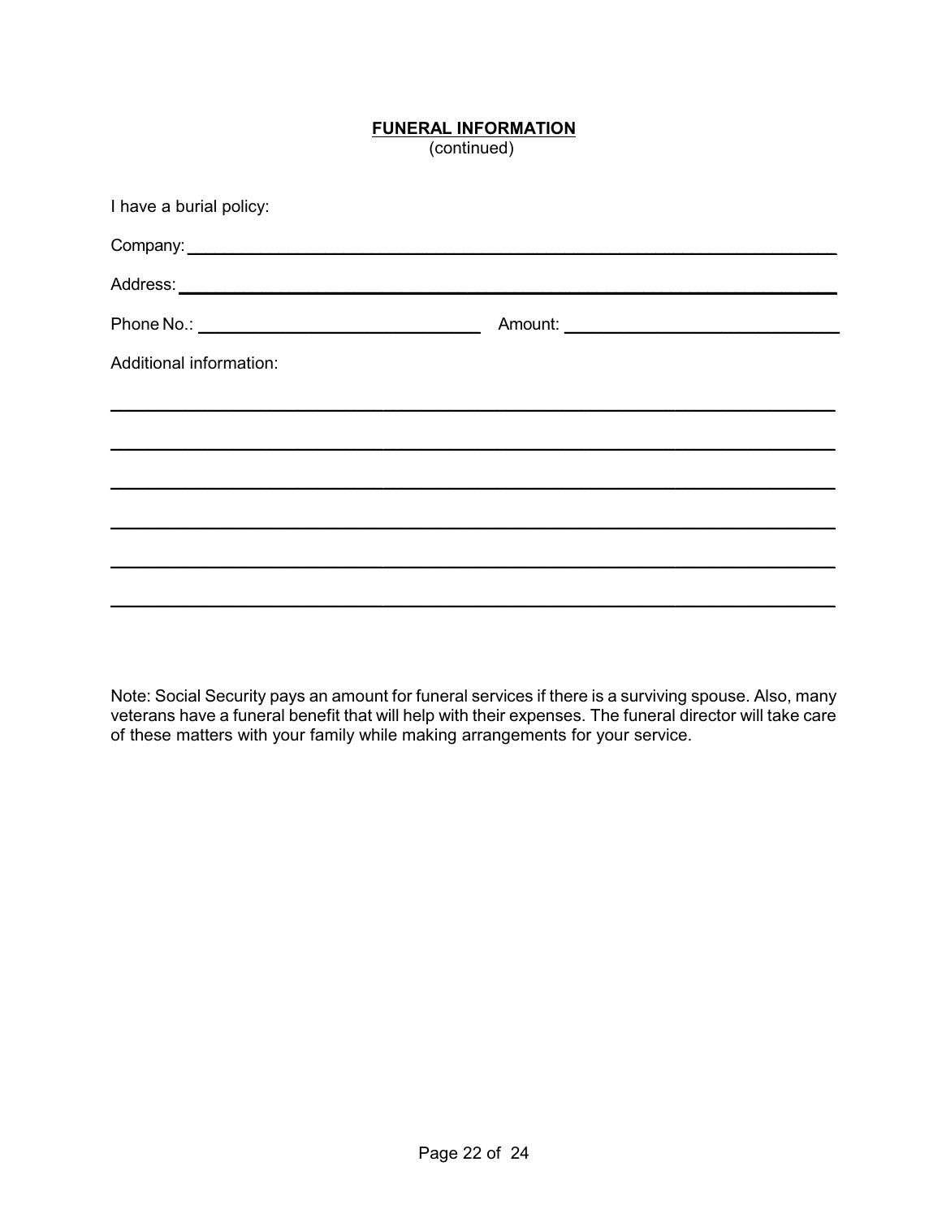## FUNERAL INFORMATION

(continued)

I have a burial policy:

Company: ______________________________________________________________

Address: ______________________________________________________________

Phone No.: ____________________________ Amount: ____________________________

Additional information:

______________________________________________________________________

______________________________________________________________________

______________________________________________________________________

______________________________________________________________________

______________________________________________________________________

______________________________________________________________________

Note: Social Security pays an amount for funeral services if there is a surviving spouse. Also, many veterans have a funeral benefit that will help with their expenses. The funeral director will take care of these matters with your family while making arrangements for your service.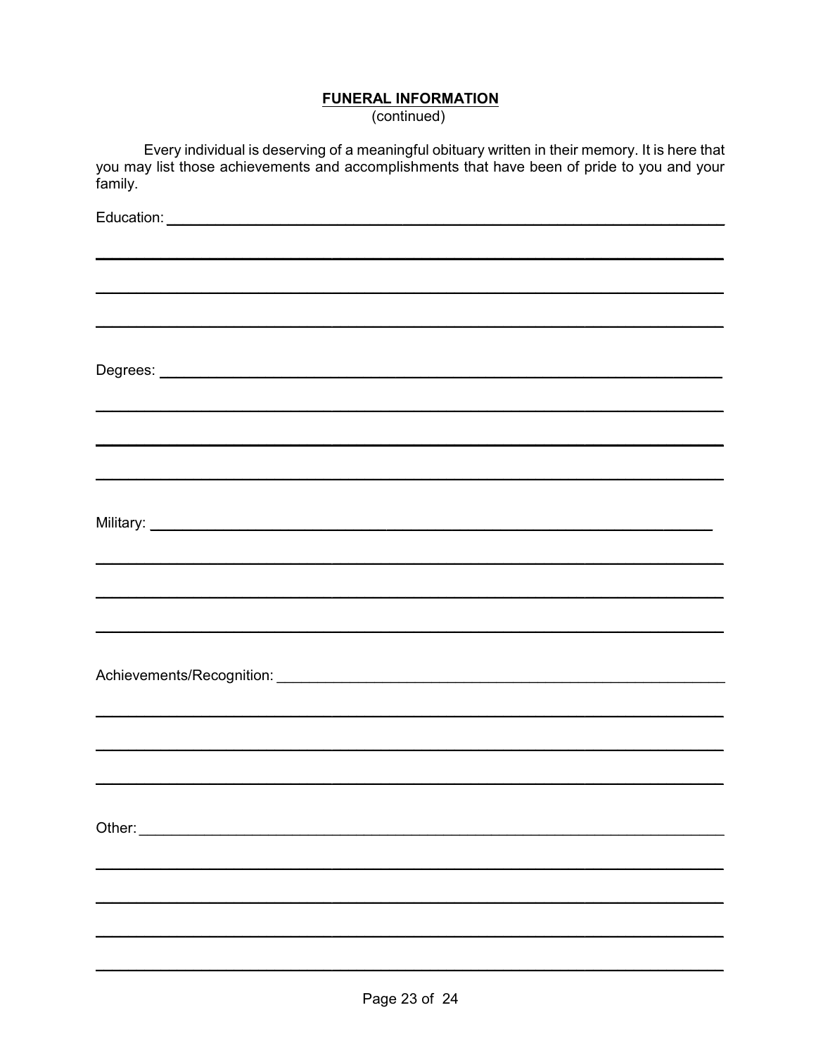**FUNERAL INFORMATION**
(continued)

Every individual is deserving of a meaningful obituary written in their memory. It is here that you may list those achievements and accomplishments that have been of pride to you and your family.

Education: ______________________________________________________________

______________________________________________________________

______________________________________________________________

______________________________________________________________

Degrees: ______________________________________________________________

______________________________________________________________

______________________________________________________________

______________________________________________________________

Military: ______________________________________________________________

______________________________________________________________

______________________________________________________________

______________________________________________________________

Achievements/Recognition: ______________________________________________

______________________________________________________________

______________________________________________________________

______________________________________________________________

Other: ______________________________________________________________

______________________________________________________________

______________________________________________________________

______________________________________________________________

______________________________________________________________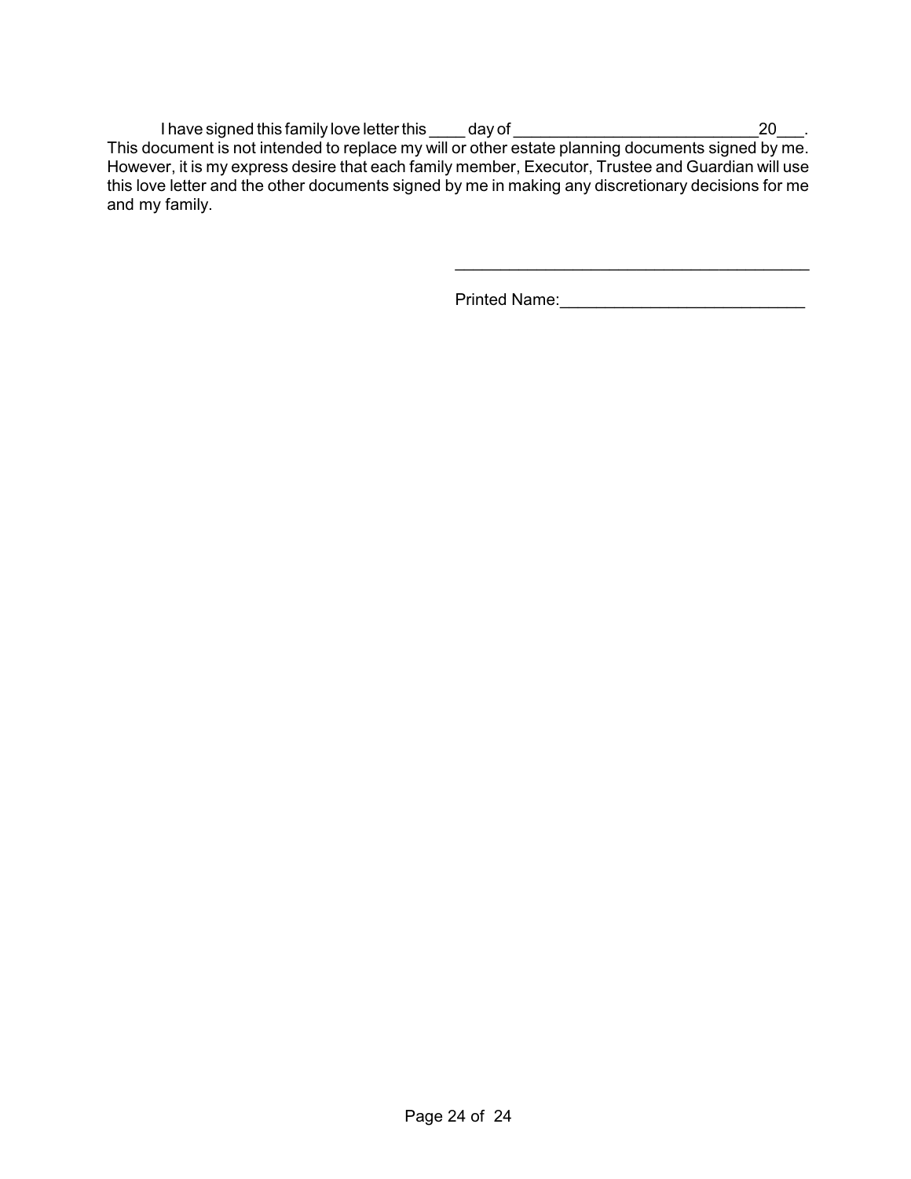I have signed this family love letter this ____ day of ___________________________20___. This document is not intended to replace my will or other estate planning documents signed by me. However, it is my express desire that each family member, Executor, Trustee and Guardian will use this love letter and the other documents signed by me in making any discretionary decisions for me and my family.

_______________________________________

Printed Name:__________________________